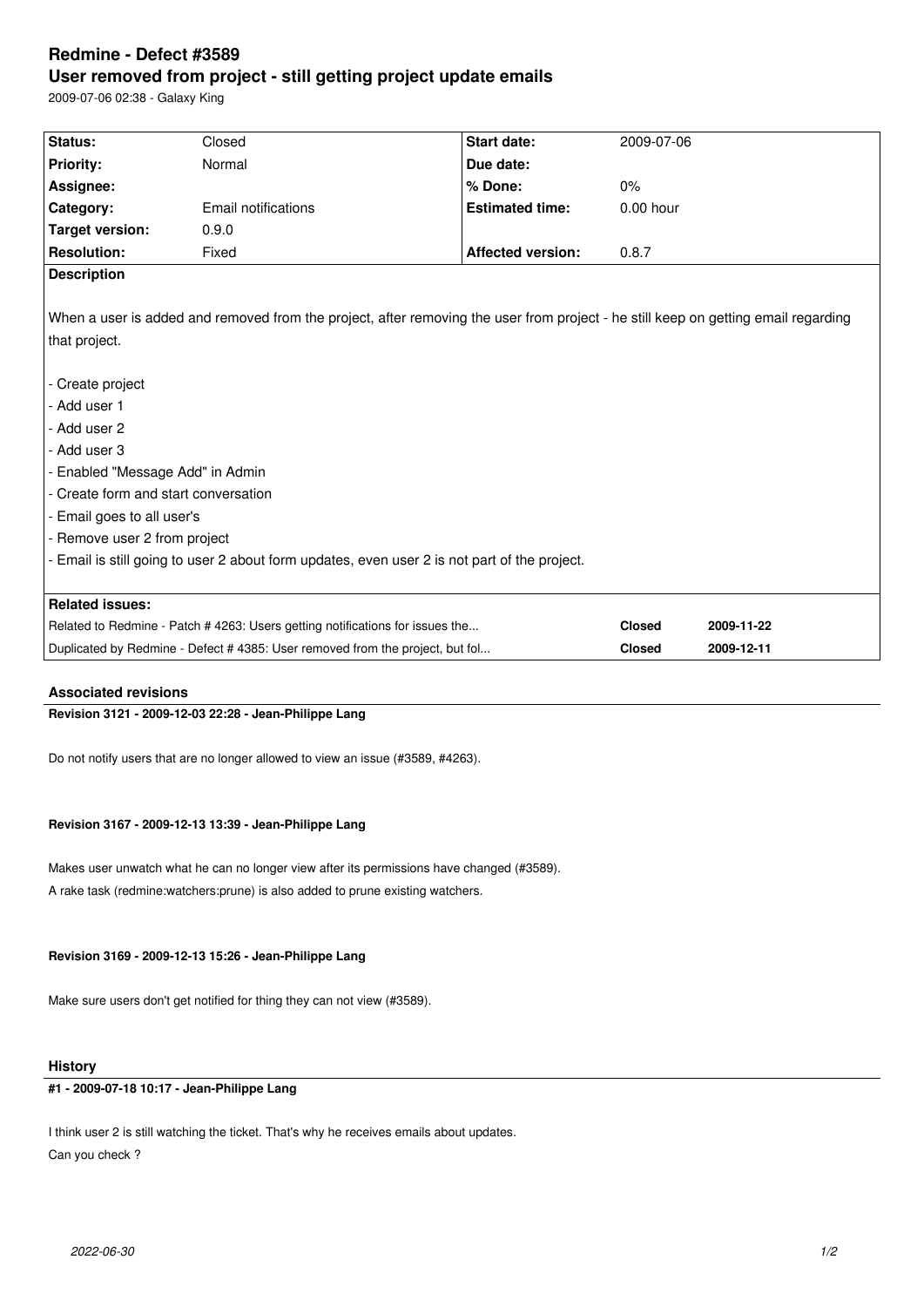# Redmine - Defect #3589

## User removed from project - still getting project update emails

2009-07-06 02:38 - Galaxy King

| Status: | Closed | Start date: | 2009-07-06 |
|---|---|---|---|
| Priority: | Normal | Due date: | |
| Assignee: | | % Done: | 0% |
| Category: | Email notifications | Estimated time: | 0.00 hour |
| Target version: | 0.9.0 | | |
| Resolution: | Fixed | Affected version: | 0.8.7 |

**Description**

When a user is added and removed from the project, after removing the user from project - he still keep on getting email regarding that project.

- Create project
- Add user 1
- Add user 2
- Add user 3
- Enabled "Message Add" in Admin
- Create form and start conversation
- Email goes to all user's
- Remove user 2 from project
- Email is still going to user 2 about form updates, even user 2 is not part of the project.

**Related issues:**

| | | |
|---|---|---|
| Related to Redmine - Patch # 4263: Users getting notifications for issues the... | Closed | 2009-11-22 |
| Duplicated by Redmine - Defect # 4385: User removed from the project, but fol... | Closed | 2009-12-11 |

### Associated revisions

**Revision 3121 - 2009-12-03 22:28 - Jean-Philippe Lang**

Do not notify users that are no longer allowed to view an issue (#3589, #4263).

**Revision 3167 - 2009-12-13 13:39 - Jean-Philippe Lang**

Makes user unwatch what he can no longer view after its permissions have changed (#3589).
A rake task (redmine:watchers:prune) is also added to prune existing watchers.

**Revision 3169 - 2009-12-13 15:26 - Jean-Philippe Lang**

Make sure users don't get notified for thing they can not view (#3589).

### History

**#1 - 2009-07-18 10:17 - Jean-Philippe Lang**

I think user 2 is still watching the ticket. That's why he receives emails about updates.
Can you check ?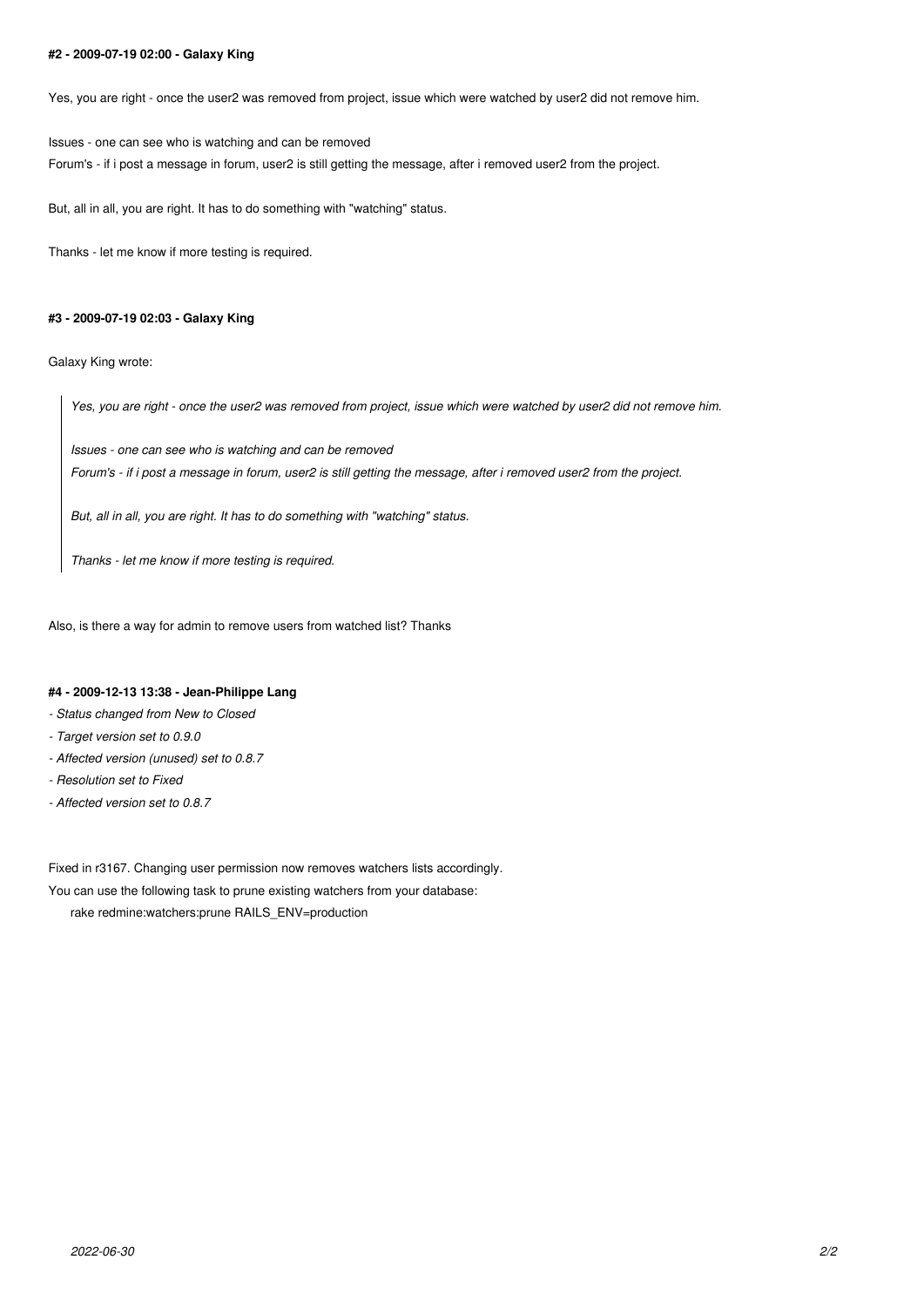#### #2 - 2009-07-19 02:00 - Galaxy King

Yes, you are right - once the user2 was removed from project, issue which were watched by user2 did not remove him.

Issues - one can see who is watching and can be removed
Forum's - if i post a message in forum, user2 is still getting the message, after i removed user2 from the project.

But, all in all, you are right. It has to do something with "watching" status.

Thanks - let me know if more testing is required.

#### #3 - 2009-07-19 02:03 - Galaxy King

Galaxy King wrote:

> *Yes, you are right - once the user2 was removed from project, issue which were watched by user2 did not remove him.*
>
> *Issues - one can see who is watching and can be removed*
> *Forum's - if i post a message in forum, user2 is still getting the message, after i removed user2 from the project.*
>
> *But, all in all, you are right. It has to do something with "watching" status.*
>
> *Thanks - let me know if more testing is required.*

Also, is there a way for admin to remove users from watched list? Thanks

#### #4 - 2009-12-13 13:38 - Jean-Philippe Lang

- *Status changed from New to Closed*
- *Target version set to 0.9.0*
- *Affected version (unused) set to 0.8.7*
- *Resolution set to Fixed*
- *Affected version set to 0.8.7*

Fixed in r3167. Changing user permission now removes watchers lists accordingly.
You can use the following task to prune existing watchers from your database:

```
rake redmine:watchers:prune RAILS_ENV=production
```